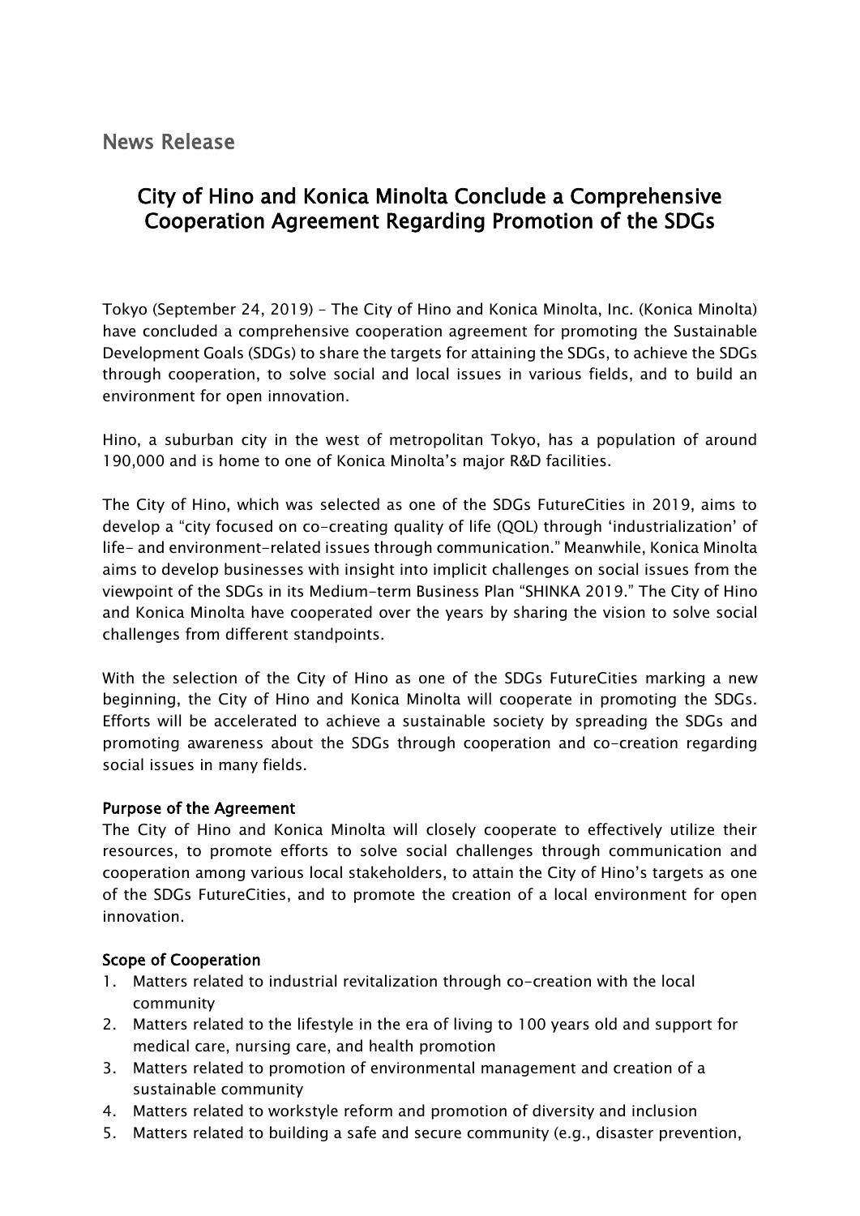## News Release

# City of Hino and Konica Minolta Conclude a Comprehensive Cooperation Agreement Regarding Promotion of the SDGs

Tokyo (September 24, 2019) – The City of Hino and Konica Minolta, Inc. (Konica Minolta) have concluded a comprehensive cooperation agreement for promoting the Sustainable Development Goals (SDGs) to share the targets for attaining the SDGs, to achieve the SDGs through cooperation, to solve social and local issues in various fields, and to build an environment for open innovation.

Hino, a suburban city in the west of metropolitan Tokyo, has a population of around 190,000 and is home to one of Konica Minolta's major R&D facilities.

The City of Hino, which was selected as one of the SDGs FutureCities in 2019, aims to develop a "city focused on co-creating quality of life (QOL) through 'industrialization' of life- and environment-related issues through communication." Meanwhile, Konica Minolta aims to develop businesses with insight into implicit challenges on social issues from the viewpoint of the SDGs in its Medium-term Business Plan "SHINKA 2019." The City of Hino and Konica Minolta have cooperated over the years by sharing the vision to solve social challenges from different standpoints.

With the selection of the City of Hino as one of the SDGs FutureCities marking a new beginning, the City of Hino and Konica Minolta will cooperate in promoting the SDGs. Efforts will be accelerated to achieve a sustainable society by spreading the SDGs and promoting awareness about the SDGs through cooperation and co-creation regarding social issues in many fields.

**Purpose of the Agreement**

The City of Hino and Konica Minolta will closely cooperate to effectively utilize their resources, to promote efforts to solve social challenges through communication and cooperation among various local stakeholders, to attain the City of Hino's targets as one of the SDGs FutureCities, and to promote the creation of a local environment for open innovation.

**Scope of Cooperation**

1. Matters related to industrial revitalization through co-creation with the local community
2. Matters related to the lifestyle in the era of living to 100 years old and support for medical care, nursing care, and health promotion
3. Matters related to promotion of environmental management and creation of a sustainable community
4. Matters related to workstyle reform and promotion of diversity and inclusion
5. Matters related to building a safe and secure community (e.g., disaster prevention,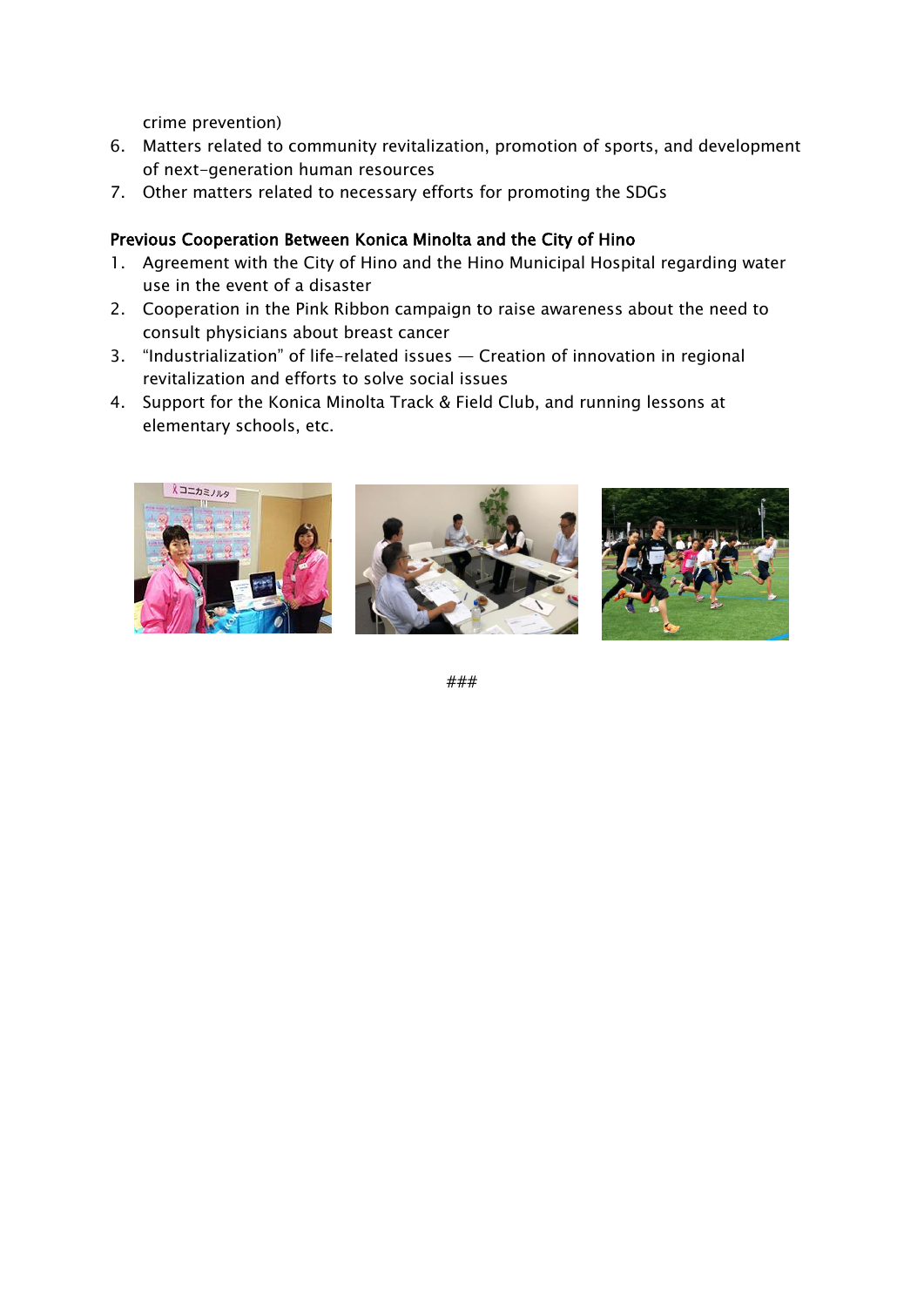crime prevention)

6. Matters related to community revitalization, promotion of sports, and development of next-generation human resources
7. Other matters related to necessary efforts for promoting the SDGs

**Previous Cooperation Between Konica Minolta and the City of Hino**

1. Agreement with the City of Hino and the Hino Municipal Hospital regarding water use in the event of a disaster
2. Cooperation in the Pink Ribbon campaign to raise awareness about the need to consult physicians about breast cancer
3. "Industrialization" of life-related issues — Creation of innovation in regional revitalization and efforts to solve social issues
4. Support for the Konica Minolta Track & Field Club, and running lessons at elementary schools, etc.

###